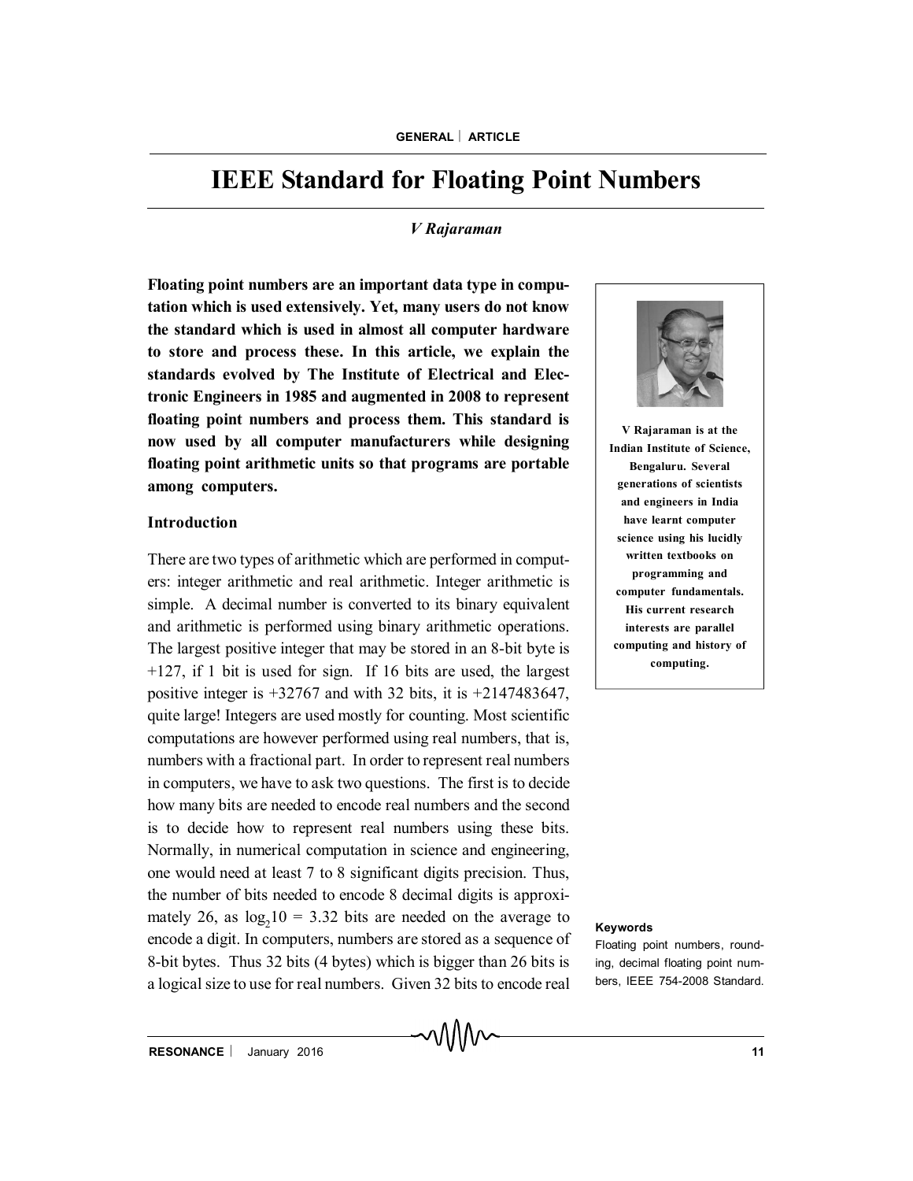# IEEE Standard for Floating Point Numbers

*V Rajaraman*

**Floating point numbers are an important data type in computation which is used extensively. Yet, many users do not know the standard which is used in almost all computer hardware to store and process these. In this article, we explain the standards evolved by The Institute of Electrical and Electronic Engineers in 1985 and augmented in 2008 to represent floating point numbers and process them. This standard is now used by all computer manufacturers while designing floating point arithmetic units so that programs are portable among computers.**

**V Rajaraman is at the Indian Institute of Science, Bengaluru. Several generations of scientists and engineers in India have learnt computer science using his lucidly written textbooks on programming and computer fundamentals. His current research interests are parallel computing and history of computing.**

## Introduction

There are two types of arithmetic which are performed in computers: integer arithmetic and real arithmetic. Integer arithmetic is simple. A decimal number is converted to its binary equivalent and arithmetic is performed using binary arithmetic operations. The largest positive integer that may be stored in an 8-bit byte is +127, if 1 bit is used for sign. If 16 bits are used, the largest positive integer is +32767 and with 32 bits, it is +2147483647, quite large! Integers are used mostly for counting. Most scientific computations are however performed using real numbers, that is, numbers with a fractional part. In order to represent real numbers in computers, we have to ask two questions. The first is to decide how many bits are needed to encode real numbers and the second is to decide how to represent real numbers using these bits. Normally, in numerical computation in science and engineering, one would need at least 7 to 8 significant digits precision. Thus, the number of bits needed to encode 8 decimal digits is approximately 26, as $\log_2 10 = 3.32$ bits are needed on the average to encode a digit. In computers, numbers are stored as a sequence of 8-bit bytes. Thus 32 bits (4 bytes) which is bigger than 26 bits is a logical size to use for real numbers. Given 32 bits to encode real

**Keywords**

Floating point numbers, rounding, decimal floating point numbers, IEEE 754-2008 Standard.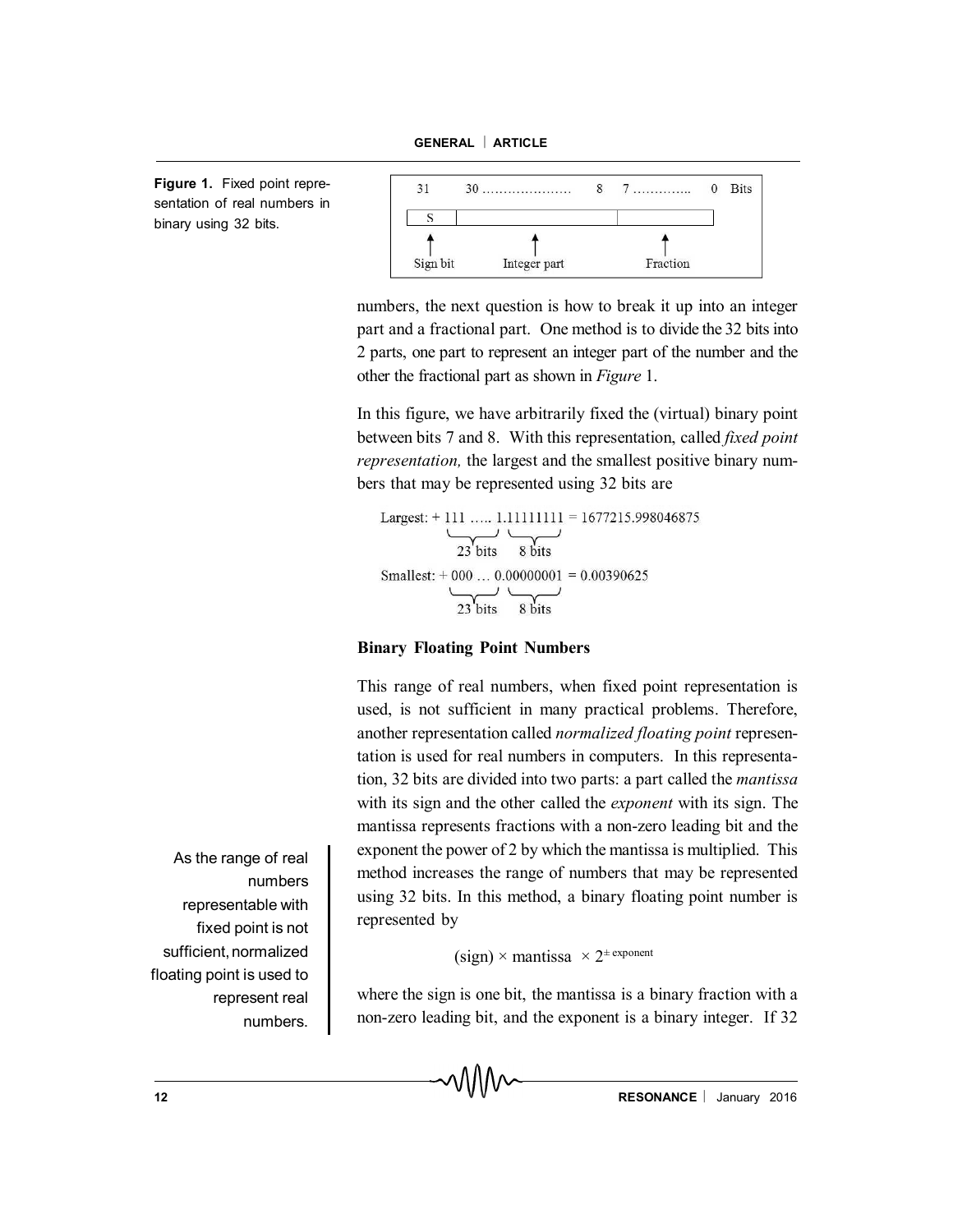**Figure 1.** Fixed point representation of real numbers in binary using 32 bits.

| 31 | 30 ………………… 8 | 7 ………….. 0 | Bits |
|---|---|---|---|
| S | | | |
| Sign bit | Integer part | Fraction | |

numbers, the next question is how to break it up into an integer part and a fractional part. One method is to divide the 32 bits into 2 parts, one part to represent an integer part of the number and the other the fractional part as shown in *Figure* 1.

In this figure, we have arbitrarily fixed the (virtual) binary point between bits 7 and 8. With this representation, called *fixed point representation,* the largest and the smallest positive binary numbers that may be represented using 32 bits are

$$\text{Largest: } +\underbrace{111\ \ldots\ 1}_{23\text{ bits}}.\underbrace{11111111}_{8\text{ bits}} = 1677215.998046875$$

$$\text{Smallest: } +\underbrace{000\ \ldots\ 0}_{23\text{ bits}}.\underbrace{00000001}_{8\text{ bits}} = 0.00390625$$

## Binary Floating Point Numbers

This range of real numbers, when fixed point representation is used, is not sufficient in many practical problems. Therefore, another representation called *normalized floating point* representation is used for real numbers in computers. In this representation, 32 bits are divided into two parts: a part called the *mantissa* with its sign and the other called the *exponent* with its sign. The mantissa represents fractions with a non-zero leading bit and the exponent the power of 2 by which the mantissa is multiplied. This method increases the range of numbers that may be represented using 32 bits. In this method, a binary floating point number is represented by

As the range of real numbers representable with fixed point is not sufficient, normalized floating point is used to represent real numbers.

$$(\text{sign}) \times \text{mantissa} \times 2^{\pm\,\text{exponent}}$$

where the sign is one bit, the mantissa is a binary fraction with a non-zero leading bit, and the exponent is a binary integer. If 32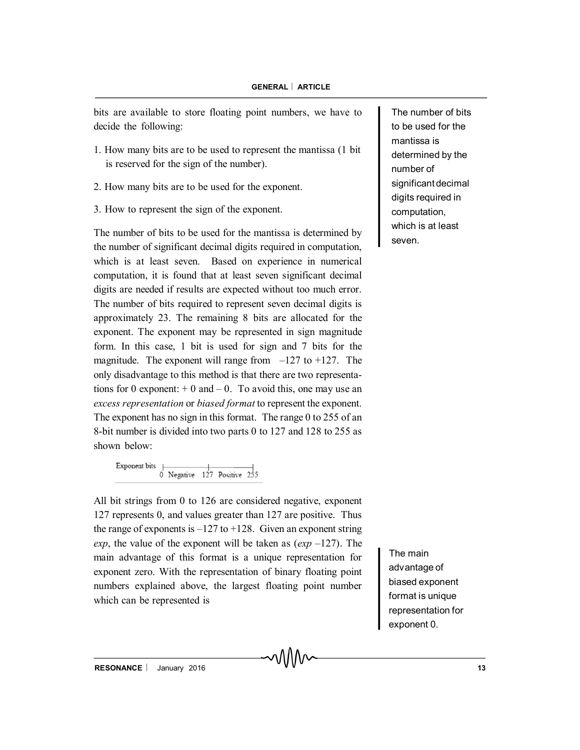bits are available to store floating point numbers, we have to decide the following:

1. How many bits are to be used to represent the mantissa (1 bit is reserved for the sign of the number).
2. How many bits are to be used for the exponent.
3. How to represent the sign of the exponent.

The number of bits to be used for the mantissa is determined by the number of significant decimal digits required in computation, which is at least seven. Based on experience in numerical computation, it is found that at least seven significant decimal digits are needed if results are expected without too much error. The number of bits required to represent seven decimal digits is approximately 23. The remaining 8 bits are allocated for the exponent. The exponent may be represented in sign magnitude form. In this case, 1 bit is used for sign and 7 bits for the magnitude. The exponent will range from $-127$ to $+127$. The only disadvantage to this method is that there are two representations for 0 exponent: $+0$ and $-0$. To avoid this, one may use an *excess representation* or *biased format* to represent the exponent. The exponent has no sign in this format. The range 0 to 255 of an 8-bit number is divided into two parts 0 to 127 and 128 to 255 as shown below:

Exponent bits |—— 0 Negative —— 127 Positive —— 255|

All bit strings from 0 to 126 are considered negative, exponent 127 represents 0, and values greater than 127 are positive. Thus the range of exponents is $-127$ to $+128$. Given an exponent string *exp*, the value of the exponent will be taken as ($exp - 127$). The main advantage of this format is a unique representation for exponent zero. With the representation of binary floating point numbers explained above, the largest floating point number which can be represented is

> The number of bits to be used for the mantissa is determined by the number of significant decimal digits required in computation, which is at least seven.

> The main advantage of biased exponent format is unique representation for exponent 0.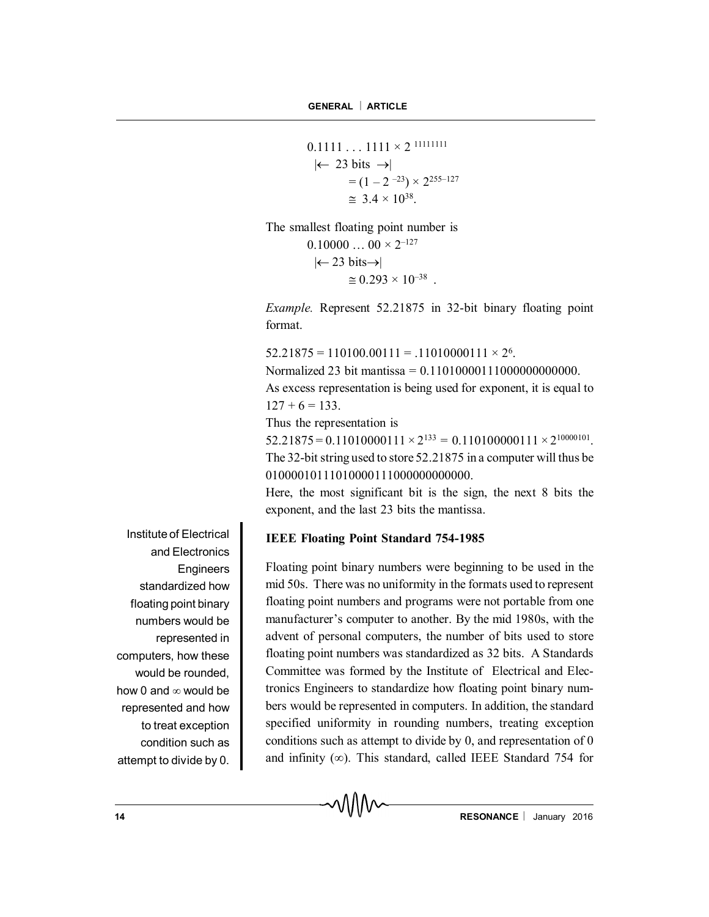$$0.1111 \ldots 1111 \times 2^{11111111}$$
$$|\leftarrow \text{ 23 bits } \rightarrow|$$
$$= (1 - 2^{-23}) \times 2^{255-127}$$
$$\cong 3.4 \times 10^{38}.$$

The smallest floating point number is

$$0.10000 \ldots 00 \times 2^{-127}$$
$$|\leftarrow \text{23 bits} \rightarrow|$$
$$\cong 0.293 \times 10^{-38} \; .$$

*Example.* Represent 52.21875 in 32-bit binary floating point format.

$52.21875 = 110100.00111 = .11010000111 \times 2^6$.

Normalized 23 bit mantissa = 0.11010000111000000000000.

As excess representation is being used for exponent, it is equal to $127 + 6 = 133$.

Thus the representation is

$52.21875 = 0.11010000111 \times 2^{133} = 0.110100000111 \times 2^{10000101}$.

The 32-bit string used to store 52.21875 in a computer will thus be 01000010111010000111000000000000.

Here, the most significant bit is the sign, the next 8 bits the exponent, and the last 23 bits the mantissa.

Institute of Electrical and Electronics Engineers standardized how floating point binary numbers would be represented in computers, how these would be rounded, how 0 and $\infty$ would be represented and how to treat exception condition such as attempt to divide by 0.

## IEEE Floating Point Standard 754-1985

Floating point binary numbers were beginning to be used in the mid 50s. There was no uniformity in the formats used to represent floating point numbers and programs were not portable from one manufacturer's computer to another. By the mid 1980s, with the advent of personal computers, the number of bits used to store floating point numbers was standardized as 32 bits. A Standards Committee was formed by the Institute of Electrical and Electronics Engineers to standardize how floating point binary numbers would be represented in computers. In addition, the standard specified uniformity in rounding numbers, treating exception conditions such as attempt to divide by 0, and representation of 0 and infinity ($\infty$). This standard, called IEEE Standard 754 for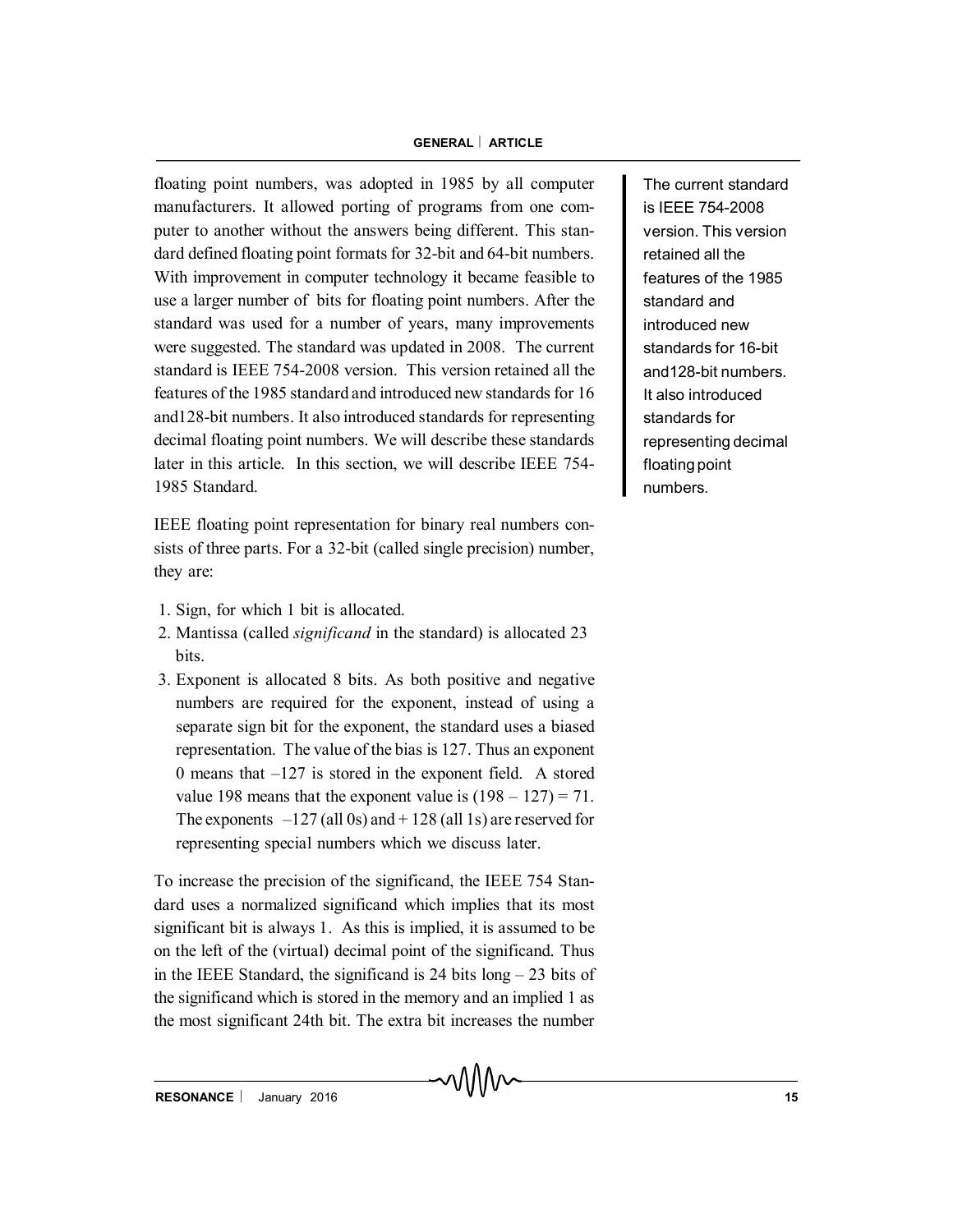floating point numbers, was adopted in 1985 by all computer manufacturers. It allowed porting of programs from one computer to another without the answers being different. This standard defined floating point formats for 32-bit and 64-bit numbers. With improvement in computer technology it became feasible to use a larger number of bits for floating point numbers. After the standard was used for a number of years, many improvements were suggested. The standard was updated in 2008. The current standard is IEEE 754-2008 version. This version retained all the features of the 1985 standard and introduced new standards for 16 and128-bit numbers. It also introduced standards for representing decimal floating point numbers. We will describe these standards later in this article. In this section, we will describe IEEE 754-1985 Standard.

The current standard is IEEE 754-2008 version. This version retained all the features of the 1985 standard and introduced new standards for 16-bit and128-bit numbers. It also introduced standards for representing decimal floating point numbers.

IEEE floating point representation for binary real numbers consists of three parts. For a 32-bit (called single precision) number, they are:

1. Sign, for which 1 bit is allocated.
2. Mantissa (called *significand* in the standard) is allocated 23 bits.
3. Exponent is allocated 8 bits. As both positive and negative numbers are required for the exponent, instead of using a separate sign bit for the exponent, the standard uses a biased representation. The value of the bias is 127. Thus an exponent 0 means that –127 is stored in the exponent field. A stored value 198 means that the exponent value is $(198 - 127) = 71$. The exponents –127 (all 0s) and + 128 (all 1s) are reserved for representing special numbers which we discuss later.

To increase the precision of the significand, the IEEE 754 Standard uses a normalized significand which implies that its most significant bit is always 1. As this is implied, it is assumed to be on the left of the (virtual) decimal point of the significand. Thus in the IEEE Standard, the significand is 24 bits long – 23 bits of the significand which is stored in the memory and an implied 1 as the most significant 24th bit. The extra bit increases the number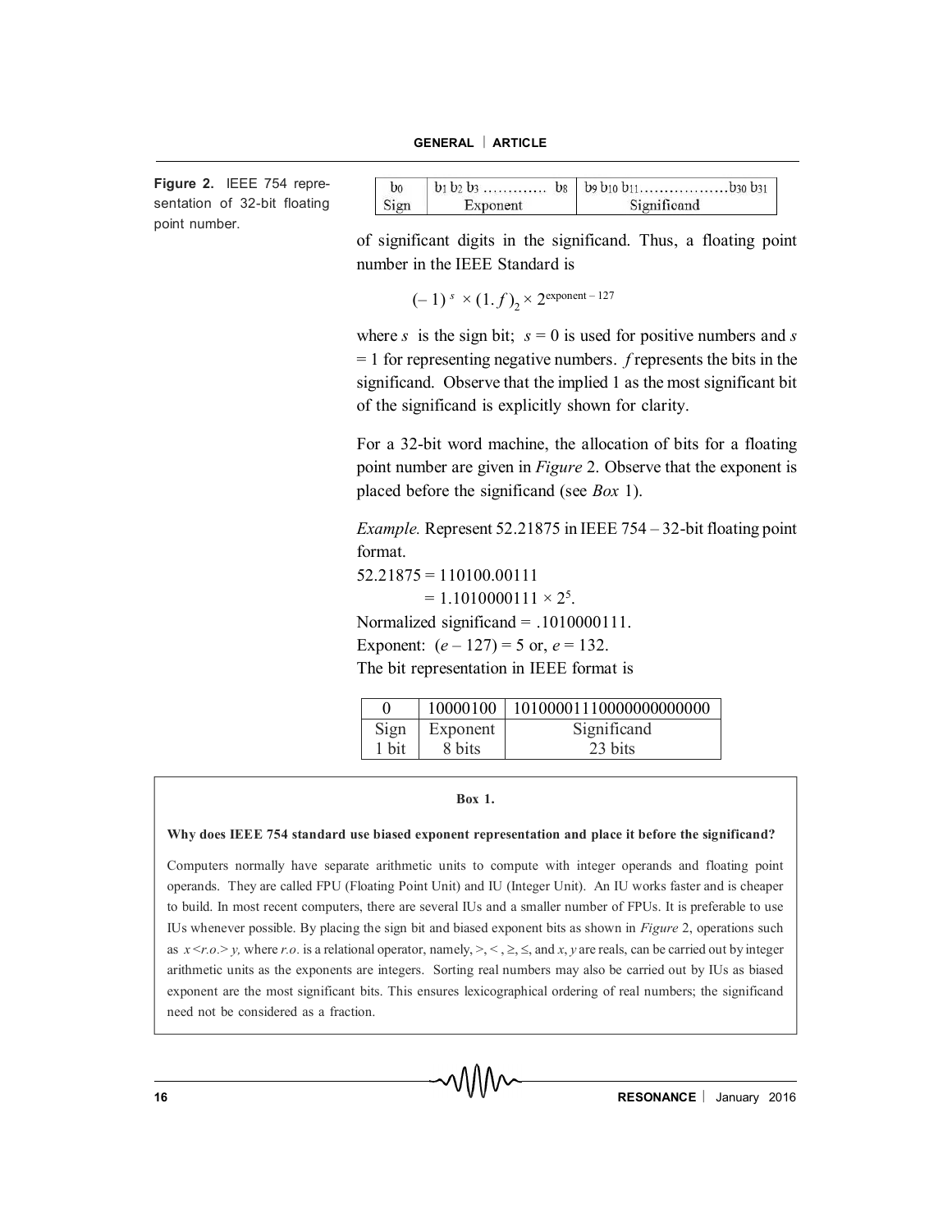Figure 2. IEEE 754 representation of 32-bit floating point number.

| $b_0$ | $b_1\, b_2\, b_3$ ............ $b_8$ | $b_9\, b_{10}\, b_{11}$.................$b_{30}\, b_{31}$ |
|---|---|---|
| Sign | Exponent | Significand |

of significant digits in the significand. Thus, a floating point number in the IEEE Standard is

$$(-1)^{s} \times (1.f)_2 \times 2^{\text{exponent} - 127}$$

where $s$ is the sign bit; $s = 0$ is used for positive numbers and $s = 1$ for representing negative numbers. $f$ represents the bits in the significand. Observe that the implied 1 as the most significant bit of the significand is explicitly shown for clarity.

For a 32-bit word machine, the allocation of bits for a floating point number are given in *Figure* 2. Observe that the exponent is placed before the significand (see *Box* 1).

*Example.* Represent 52.21875 in IEEE 754 – 32-bit floating point format.

52.21875 = 110100.00111

$= 1.1010000111 \times 2^5$.

Normalized significand = .1010000111.

Exponent: $(e - 127) = 5$ or, $e = 132$.

The bit representation in IEEE format is

| 0 | 10000100 | 10100001110000000000000 |
|---|---|---|
| Sign<br>1 bit | Exponent<br>8 bits | Significand<br>23 bits |

**Box 1.**

**Why does IEEE 754 standard use biased exponent representation and place it before the significand?**

Computers normally have separate arithmetic units to compute with integer operands and floating point operands. They are called FPU (Floating Point Unit) and IU (Integer Unit). An IU works faster and is cheaper to build. In most recent computers, there are several IUs and a smaller number of FPUs. It is preferable to use IUs whenever possible. By placing the sign bit and biased exponent bits as shown in *Figure* 2, operations such as $x <r.o.> y$, where *r.o.* is a relational operator, namely, $>$, $<$, $\geq$, $\leq$, and $x$, $y$ are reals, can be carried out by integer arithmetic units as the exponents are integers. Sorting real numbers may also be carried out by IUs as biased exponent are the most significant bits. This ensures lexicographical ordering of real numbers; the significand need not be considered as a fraction.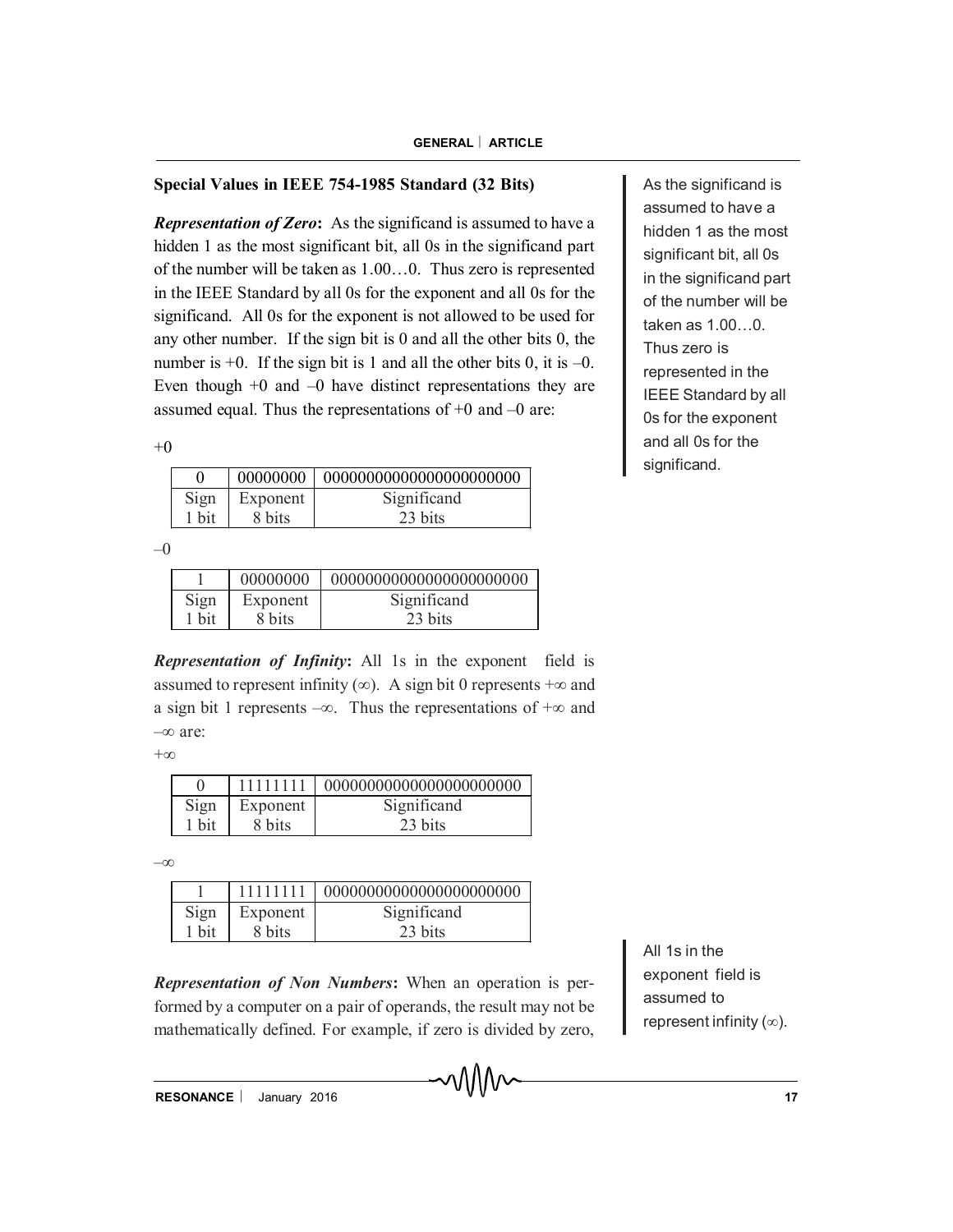### Special Values in IEEE 754-1985 Standard (32 Bits)

***Representation of Zero*:** As the significand is assumed to have a hidden 1 as the most significant bit, all 0s in the significand part of the number will be taken as 1.00…0. Thus zero is represented in the IEEE Standard by all 0s for the exponent and all 0s for the significand. All 0s for the exponent is not allowed to be used for any other number. If the sign bit is 0 and all the other bits 0, the number is +0. If the sign bit is 1 and all the other bits 0, it is –0. Even though +0 and –0 have distinct representations they are assumed equal. Thus the representations of +0 and –0 are:

As the significand is assumed to have a hidden 1 as the most significant bit, all 0s in the significand part of the number will be taken as 1.00…0. Thus zero is represented in the IEEE Standard by all 0s for the exponent and all 0s for the significand.

+0

| 0 | 00000000 | 00000000000000000000000 |
|---|---|---|
| Sign<br>1 bit | Exponent<br>8 bits | Significand<br>23 bits |

–0

| 1 | 00000000 | 00000000000000000000000 |
|---|---|---|
| Sign<br>1 bit | Exponent<br>8 bits | Significand<br>23 bits |

***Representation of Infinity*:** All 1s in the exponent field is assumed to represent infinity ($\infty$). A sign bit 0 represents $+\infty$ and a sign bit 1 represents $-\infty$. Thus the representations of $+\infty$ and $-\infty$ are:

$+\infty$

| 0 | 11111111 | 00000000000000000000000 |
|---|---|---|
| Sign<br>1 bit | Exponent<br>8 bits | Significand<br>23 bits |

$-\infty$

| 1 | 11111111 | 00000000000000000000000 |
|---|---|---|
| Sign<br>1 bit | Exponent<br>8 bits | Significand<br>23 bits |

All 1s in the exponent field is assumed to represent infinity ($\infty$).

***Representation of Non Numbers*:** When an operation is performed by a computer on a pair of operands, the result may not be mathematically defined. For example, if zero is divided by zero,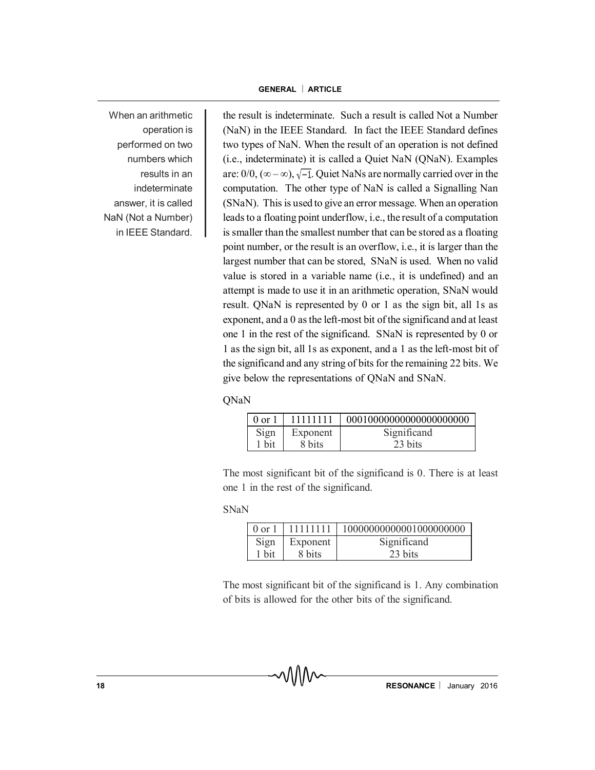When an arithmetic operation is performed on two numbers which results in an indeterminate answer, it is called NaN (Not a Number) in IEEE Standard.

the result is indeterminate. Such a result is called Not a Number (NaN) in the IEEE Standard. In fact the IEEE Standard defines two types of NaN. When the result of an operation is not defined (i.e., indeterminate) it is called a Quiet NaN (QNaN). Examples are: 0/0, $(\infty - \infty)$, $\sqrt{-1}$. Quiet NaNs are normally carried over in the computation. The other type of NaN is called a Signalling Nan (SNaN). This is used to give an error message. When an operation leads to a floating point underflow, i.e., the result of a computation is smaller than the smallest number that can be stored as a floating point number, or the result is an overflow, i.e., it is larger than the largest number that can be stored, SNaN is used. When no valid value is stored in a variable name (i.e., it is undefined) and an attempt is made to use it in an arithmetic operation, SNaN would result. QNaN is represented by 0 or 1 as the sign bit, all 1s as exponent, and a 0 as the left-most bit of the significand and at least one 1 in the rest of the significand. SNaN is represented by 0 or 1 as the sign bit, all 1s as exponent, and a 1 as the left-most bit of the significand and any string of bits for the remaining 22 bits. We give below the representations of QNaN and SNaN.

QNaN

| 0 or 1 | 11111111 | 00010000000000000000000 |
|---|---|---|
| Sign 1 bit | Exponent 8 bits | Significand 23 bits |

The most significant bit of the significand is 0. There is at least one 1 in the rest of the significand.

SNaN

| 0 or 1 | 11111111 | 10000000000001000000000 |
|---|---|---|
| Sign 1 bit | Exponent 8 bits | Significand 23 bits |

The most significant bit of the significand is 1. Any combination of bits is allowed for the other bits of the significand.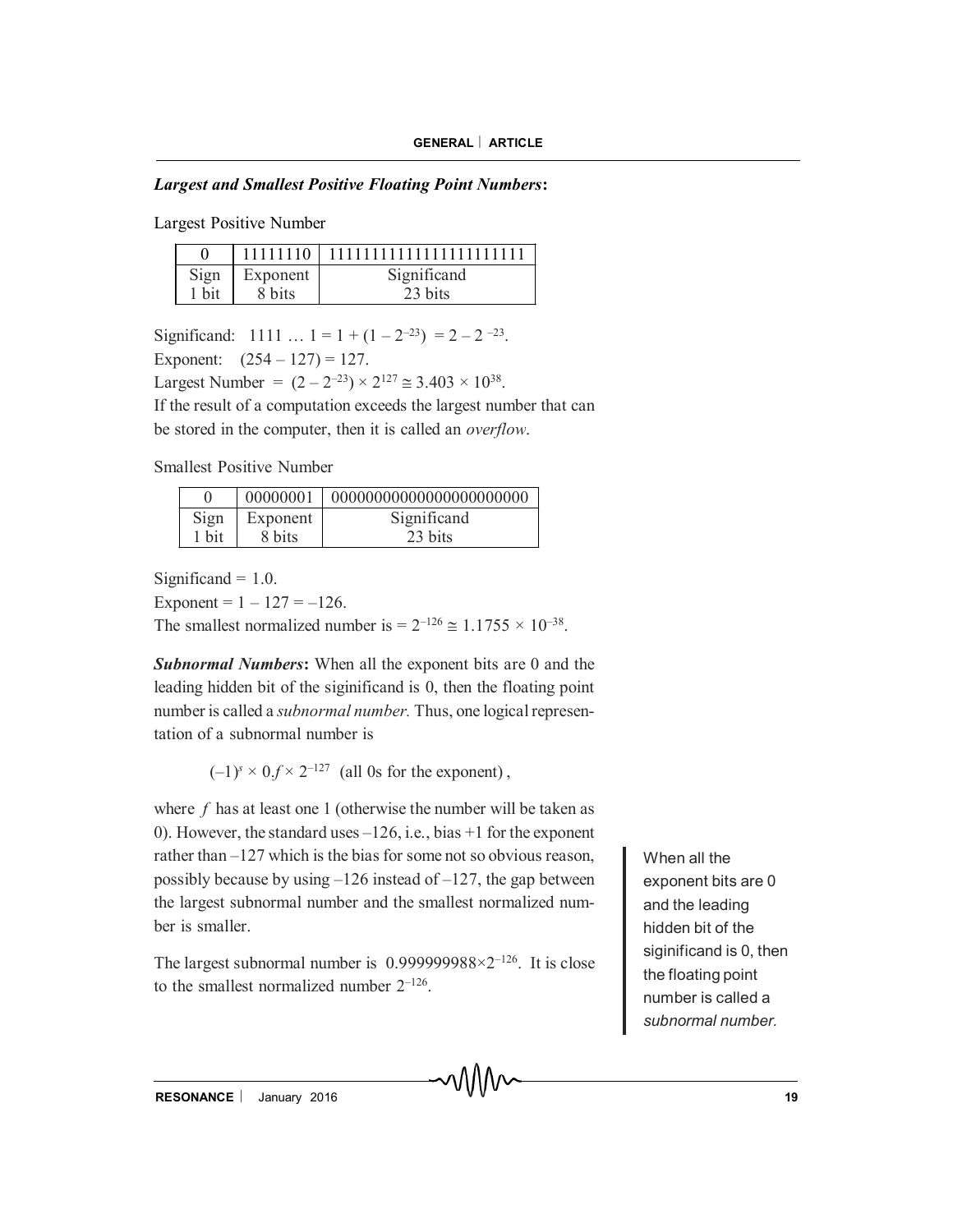***Largest and Smallest Positive Floating Point Numbers*:**

Largest Positive Number

| 0 | 11111110 | 11111111111111111111111 |
|---|---|---|
| Sign 1 bit | Exponent 8 bits | Significand 23 bits |

Significand: $1111 \ldots 1 = 1 + (1 - 2^{-23}) = 2 - 2^{-23}$.

Exponent: $(254 - 127) = 127$.

Largest Number $= (2 - 2^{-23}) \times 2^{127} \cong 3.403 \times 10^{38}$.

If the result of a computation exceeds the largest number that can be stored in the computer, then it is called an *overflow*.

Smallest Positive Number

| 0 | 00000001 | 00000000000000000000000 |
|---|---|---|
| Sign 1 bit | Exponent 8 bits | Significand 23 bits |

Significand = 1.0.

Exponent = $1 - 127 = -126$.

The smallest normalized number is $= 2^{-126} \cong 1.1755 \times 10^{-38}$.

***Subnormal Numbers*:** When all the exponent bits are 0 and the leading hidden bit of the siginificand is 0, then the floating point number is called a *subnormal number.* Thus, one logical representation of a subnormal number is

$$(-1)^s \times 0.f \times 2^{-127} \text{ (all 0s for the exponent)},$$

where $f$ has at least one 1 (otherwise the number will be taken as 0). However, the standard uses $-126$, i.e., bias +1 for the exponent rather than $-127$ which is the bias for some not so obvious reason, possibly because by using $-126$ instead of $-127$, the gap between the largest subnormal number and the smallest normalized number is smaller.

The largest subnormal number is $0.999999988 \times 2^{-126}$. It is close to the smallest normalized number $2^{-126}$.

When all the exponent bits are 0 and the leading hidden bit of the siginificand is 0, then the floating point number is called a *subnormal number.*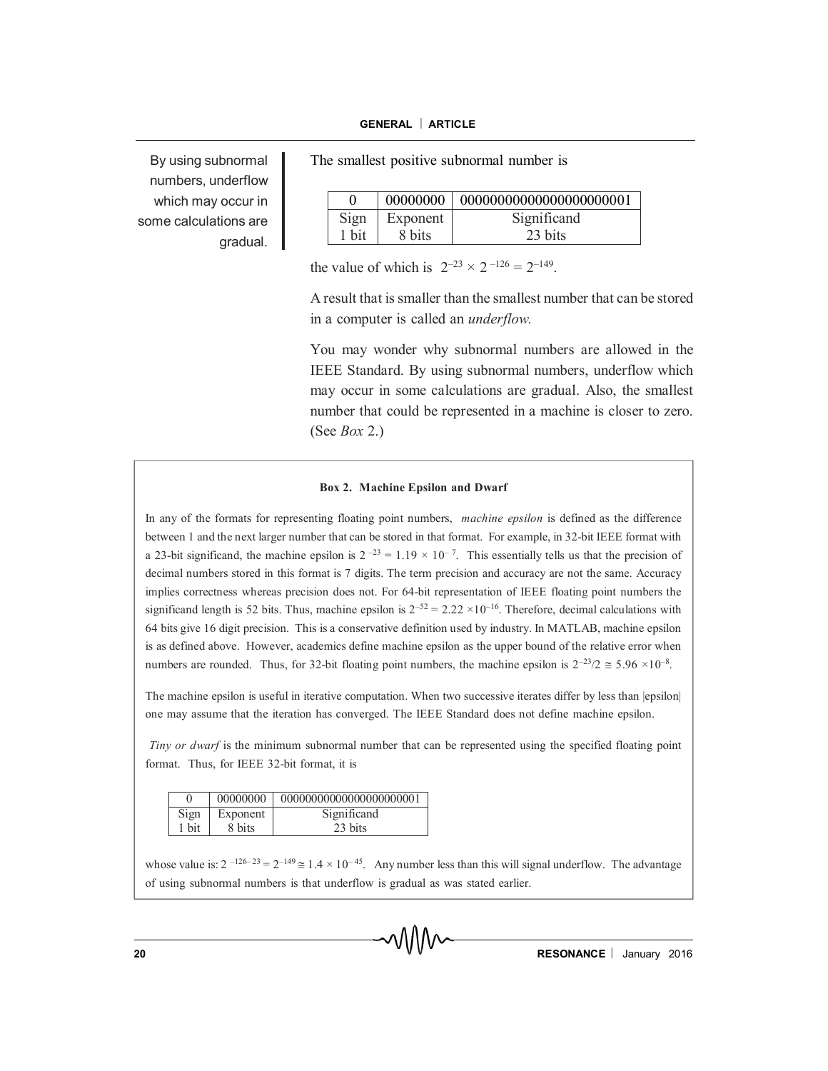By using subnormal numbers, underflow which may occur in some calculations are gradual.

The smallest positive subnormal number is

| 0 | 00000000 | 00000000000000000000001 |
|---|---|---|
| Sign 1 bit | Exponent 8 bits | Significand 23 bits |

the value of which is $2^{-23} \times 2^{-126} = 2^{-149}$.

A result that is smaller than the smallest number that can be stored in a computer is called an *underflow.*

You may wonder why subnormal numbers are allowed in the IEEE Standard. By using subnormal numbers, underflow which may occur in some calculations are gradual. Also, the smallest number that could be represented in a machine is closer to zero. (See *Box* 2.)

**Box 2. Machine Epsilon and Dwarf**

In any of the formats for representing floating point numbers, *machine epsilon* is defined as the difference between 1 and the next larger number that can be stored in that format. For example, in 32-bit IEEE format with a 23-bit significand, the machine epsilon is $2^{-23} = 1.19 \times 10^{-7}$. This essentially tells us that the precision of decimal numbers stored in this format is 7 digits. The term precision and accuracy are not the same. Accuracy implies correctness whereas precision does not. For 64-bit representation of IEEE floating point numbers the significand length is 52 bits. Thus, machine epsilon is $2^{-52} = 2.22 \times 10^{-16}$. Therefore, decimal calculations with 64 bits give 16 digit precision. This is a conservative definition used by industry. In MATLAB, machine epsilon is as defined above. However, academics define machine epsilon as the upper bound of the relative error when numbers are rounded. Thus, for 32-bit floating point numbers, the machine epsilon is $2^{-23}/2 \cong 5.96 \times 10^{-8}$.

The machine epsilon is useful in iterative computation. When two successive iterates differ by less than |epsilon| one may assume that the iteration has converged. The IEEE Standard does not define machine epsilon.

*Tiny or dwarf* is the minimum subnormal number that can be represented using the specified floating point format. Thus, for IEEE 32-bit format, it is

| 0 | 00000000 | 00000000000000000000001 |
|---|---|---|
| Sign 1 bit | Exponent 8 bits | Significand 23 bits |

whose value is: $2^{-126-23} = 2^{-149} \cong 1.4 \times 10^{-45}$. Any number less than this will signal underflow. The advantage of using subnormal numbers is that underflow is gradual as was stated earlier.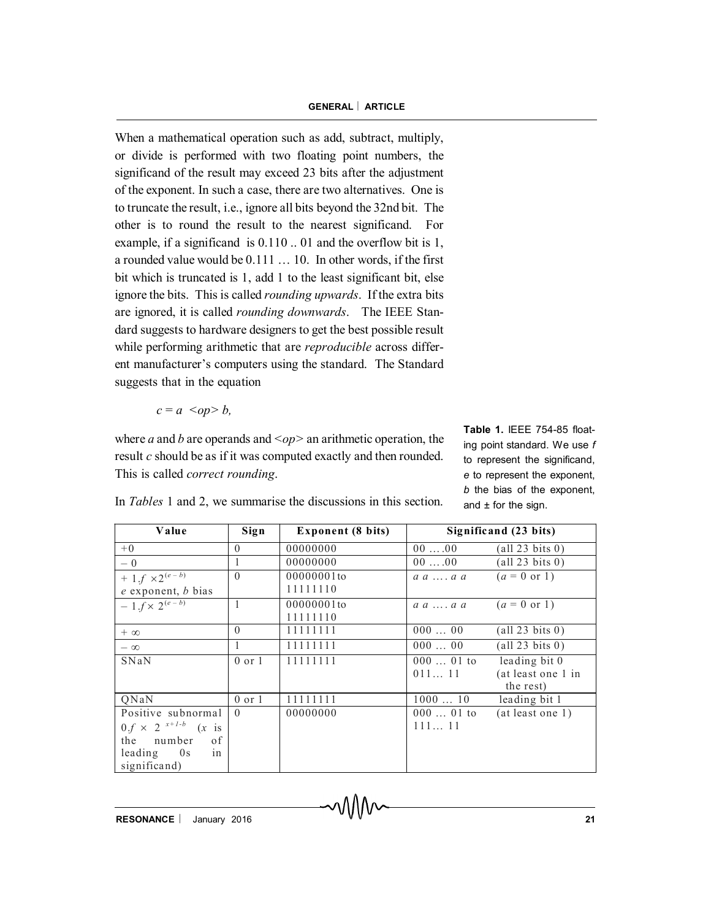When a mathematical operation such as add, subtract, multiply, or divide is performed with two floating point numbers, the significand of the result may exceed 23 bits after the adjustment of the exponent. In such a case, there are two alternatives. One is to truncate the result, i.e., ignore all bits beyond the 32nd bit. The other is to round the result to the nearest significand. For example, if a significand is 0.110 .. 01 and the overflow bit is 1, a rounded value would be 0.111 … 10. In other words, if the first bit which is truncated is 1, add 1 to the least significant bit, else ignore the bits. This is called *rounding upwards*. If the extra bits are ignored, it is called *rounding downwards*. The IEEE Standard suggests to hardware designers to get the best possible result while performing arithmetic that are *reproducible* across different manufacturer's computers using the standard. The Standard suggests that in the equation

$$c = a \ <op>\ b,$$

where *a* and *b* are operands and <*op*> an arithmetic operation, the result *c* should be as if it was computed exactly and then rounded. This is called *correct rounding*.

In *Tables* 1 and 2, we summarise the discussions in this section.

**Table 1.** IEEE 754-85 floating point standard. We use *f* to represent the significand, *e* to represent the exponent, *b* the bias of the exponent, and ± for the sign.

| Value | Sign | Exponent (8 bits) | Significand (23 bits) | |
|---|---|---|---|---|
| +0 | 0 | 00000000 | 00 ….00 | (all 23 bits 0) |
| – 0 | 1 | 00000000 | 00 ….00 | (all 23 bits 0) |
| $+ 1.f \times 2^{(e-b)}$ *e* exponent, *b* bias | 0 | 00000001to 11111110 | *a a* …. *a a* | (*a* = 0 or 1) |
| $- 1.f \times 2^{(e-b)}$ | 1 | 00000001to 11111110 | *a a* …. *a a* | (*a* = 0 or 1) |
| $+ \infty$ | 0 | 11111111 | 000 … 00 | (all 23 bits 0) |
| $- \infty$ | 1 | 11111111 | 000 … 00 | (all 23 bits 0) |
| SNaN | 0 or 1 | 11111111 | 000 … 01 to 011… 11 | leading bit 0 (at least one 1 in the rest) |
| QNaN | 0 or 1 | 11111111 | 1000 … 10 | leading bit 1 |
| Positive subnormal $0.f \times 2^{x+1-b}$ (*x* is the number of leading 0s in significand) | 0 | 00000000 | 000 … 01 to 111… 11 | (at least one 1) |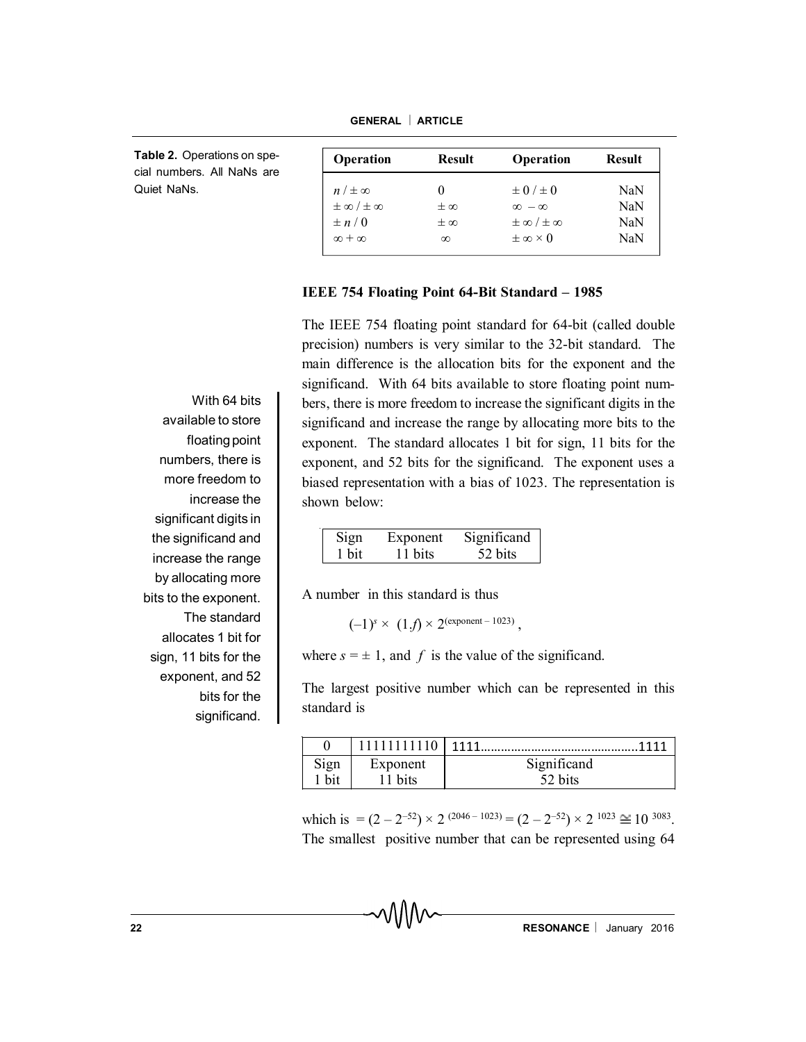**Table 2.** Operations on special numbers. All NaNs are Quiet NaNs.

| Operation | Result | Operation | Result |
|---|---|---|---|
| $n / \pm\infty$ | 0 | $\pm 0 / \pm 0$ | NaN |
| $\pm\infty / \pm\infty$ | $\pm\infty$ | $\infty - \infty$ | NaN |
| $\pm n / 0$ | $\pm\infty$ | $\pm\infty / \pm\infty$ | NaN |
| $\infty + \infty$ | $\infty$ | $\pm\infty \times 0$ | NaN |

### IEEE 754 Floating Point 64-Bit Standard – 1985

The IEEE 754 floating point standard for 64-bit (called double precision) numbers is very similar to the 32-bit standard. The main difference is the allocation bits for the exponent and the significand. With 64 bits available to store floating point numbers, there is more freedom to increase the significant digits in the significand and increase the range by allocating more bits to the exponent. The standard allocates 1 bit for sign, 11 bits for the exponent, and 52 bits for the significand. The exponent uses a biased representation with a bias of 1023. The representation is shown below:

With 64 bits available to store floating point numbers, there is more freedom to increase the significant digits in the significand and increase the range by allocating more bits to the exponent. The standard allocates 1 bit for sign, 11 bits for the exponent, and 52 bits for the significand.

| Sign | Exponent | Significand |
|---|---|---|
| 1 bit | 11 bits | 52 bits |

A number in this standard is thus

$$(-1)^s \times (1.f) \times 2^{(\text{exponent} - 1023)},$$

where $s = \pm 1$, and $f$ is the value of the significand.

The largest positive number which can be represented in this standard is

| 0 | 11111111110 | 1111..........................................1111 |
|---|---|---|
| Sign<br>1 bit | Exponent<br>11 bits | Significand<br>52 bits |

which is $= (2 - 2^{-52}) \times 2^{(2046 - 1023)} = (2 - 2^{-52}) \times 2^{1023} \cong 10^{3083}$. The smallest positive number that can be represented using 64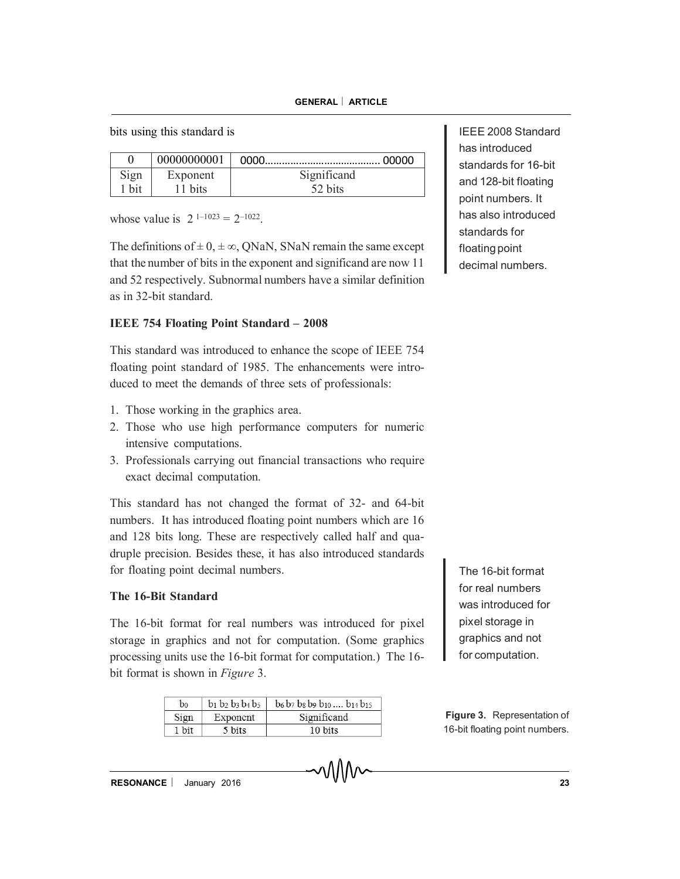bits using this standard is

| 0 | 00000000001 | 0000......................................... 00000 |
|---|---|---|
| Sign | Exponent | Significand |
| 1 bit | 11 bits | 52 bits |

whose value is $2^{1-1023} = 2^{-1022}$.

The definitions of $\pm 0$, $\pm \infty$, QNaN, SNaN remain the same except that the number of bits in the exponent and significand are now 11 and 52 respectively. Subnormal numbers have a similar definition as in 32-bit standard.

IEEE 2008 Standard has introduced standards for 16-bit and 128-bit floating point numbers. It has also introduced standards for floating point decimal numbers.

### IEEE 754 Floating Point Standard – 2008

This standard was introduced to enhance the scope of IEEE 754 floating point standard of 1985. The enhancements were introduced to meet the demands of three sets of professionals:

1. Those working in the graphics area.
2. Those who use high performance computers for numeric intensive computations.
3. Professionals carrying out financial transactions who require exact decimal computation.

This standard has not changed the format of 32- and 64-bit numbers. It has introduced floating point numbers which are 16 and 128 bits long. These are respectively called half and quadruple precision. Besides these, it has also introduced standards for floating point decimal numbers.

The 16-bit format for real numbers was introduced for pixel storage in graphics and not for computation.

### The 16-Bit Standard

The 16-bit format for real numbers was introduced for pixel storage in graphics and not for computation. (Some graphics processing units use the 16-bit format for computation.) The 16-bit format is shown in *Figure* 3.

| $b_0$ | $b_1\, b_2\, b_3\, b_4\, b_5$ | $b_6\, b_7\, b_8\, b_9\, b_{10} \ldots b_{14}\, b_{15}$ |
|---|---|---|
| Sign | Exponent | Significand |
| 1 bit | 5 bits | 10 bits |

**Figure 3.** Representation of 16-bit floating point numbers.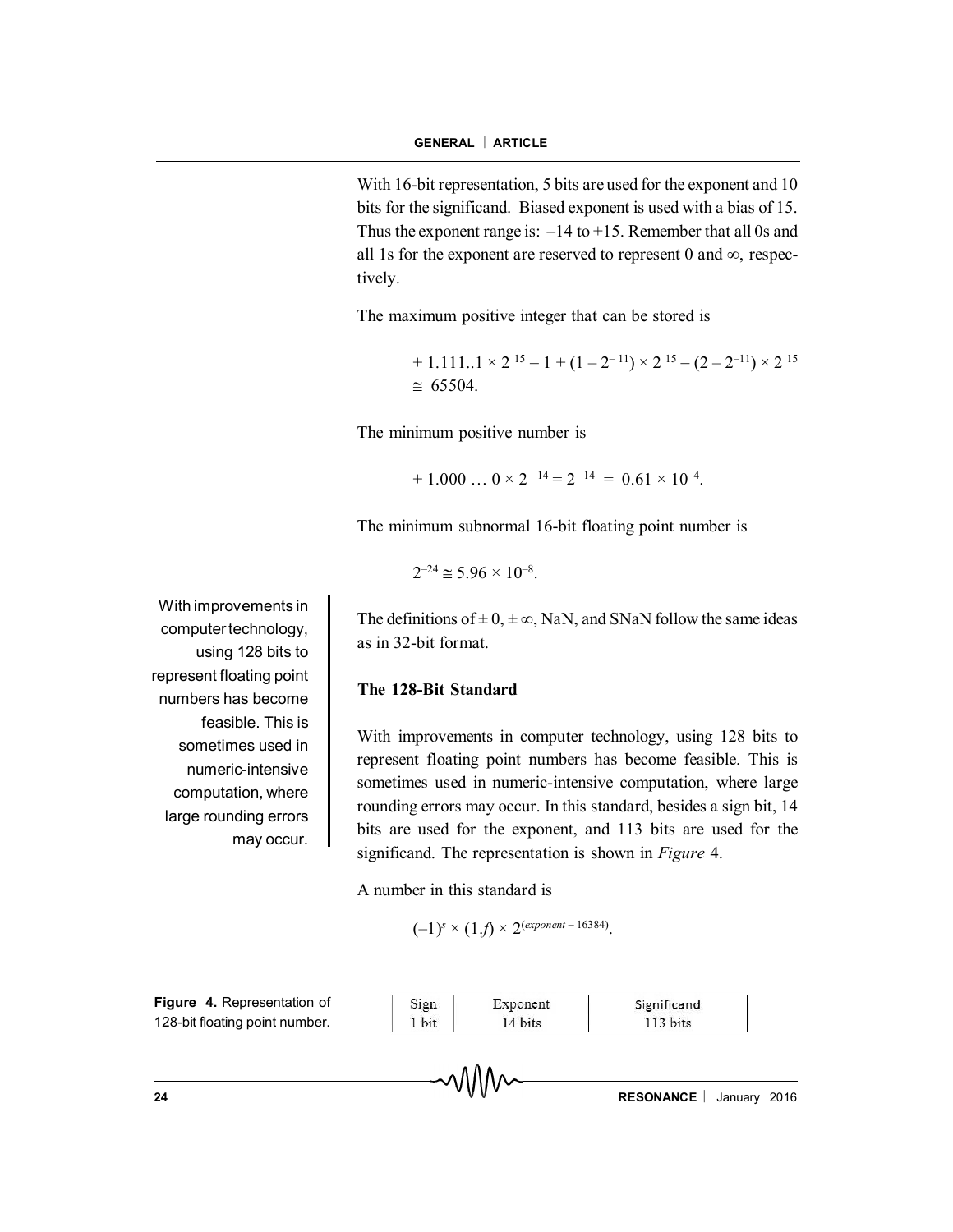With 16-bit representation, 5 bits are used for the exponent and 10 bits for the significand. Biased exponent is used with a bias of 15. Thus the exponent range is: $-14$ to $+15$. Remember that all 0s and all 1s for the exponent are reserved to represent 0 and $\infty$, respectively.

The maximum positive integer that can be stored is

$$+ 1.111..1 \times 2^{15} = 1 + (1 - 2^{-11}) \times 2^{15} = (2 - 2^{-11}) \times 2^{15} \cong 65504.$$

The minimum positive number is

$$+ 1.000 \ldots 0 \times 2^{-14} = 2^{-14} = 0.61 \times 10^{-4}.$$

The minimum subnormal 16-bit floating point number is

$$2^{-24} \cong 5.96 \times 10^{-8}.$$

The definitions of $\pm 0$, $\pm \infty$, NaN, and SNaN follow the same ideas as in 32-bit format.

With improvements in computer technology, using 128 bits to represent floating point numbers has become feasible. This is sometimes used in numeric-intensive computation, where large rounding errors may occur.

## The 128-Bit Standard

With improvements in computer technology, using 128 bits to represent floating point numbers has become feasible. This is sometimes used in numeric-intensive computation, where large rounding errors may occur. In this standard, besides a sign bit, 14 bits are used for the exponent, and 113 bits are used for the significand. The representation is shown in *Figure* 4.

A number in this standard is

$$(-1)^s \times (1.f) \times 2^{(exponent - 16384)}.$$

**Figure 4.** Representation of 128-bit floating point number.

| Sign | Exponent | Significand |
|---|---|---|
| 1 bit | 14 bits | 113 bits |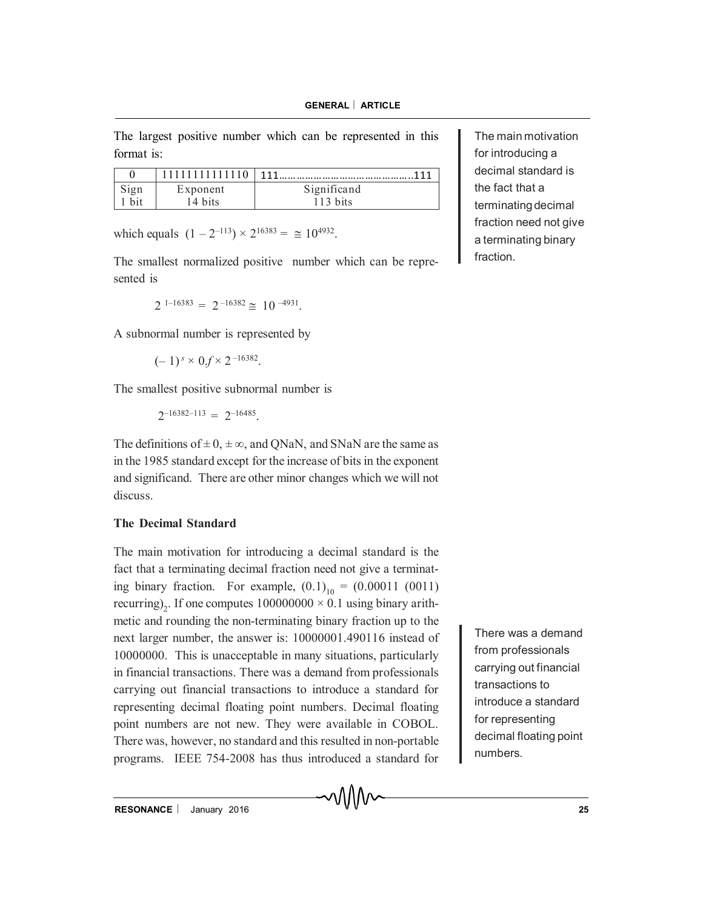The largest positive number which can be represented in this format is:

| 0 | 11111111111110 | 111……………………………………..111 |
|---|---|---|
| Sign 1 bit | Exponent 14 bits | Significand 113 bits |

which equals $(1 - 2^{-113}) \times 2^{16383} = \cong 10^{4932}$.

The smallest normalized positive number which can be represented is

$$2^{1-16383} = 2^{-16382} \cong 10^{-4931}.$$

A subnormal number is represented by

$$(-1)^s \times 0.f \times 2^{-16382}.$$

The smallest positive subnormal number is

$$2^{-16382-113} = 2^{-16485}.$$

The definitions of $\pm 0$, $\pm \infty$, and QNaN, and SNaN are the same as in the 1985 standard except for the increase of bits in the exponent and significand. There are other minor changes which we will not discuss.

## The Decimal Standard

The main motivation for introducing a decimal standard is the fact that a terminating decimal fraction need not give a terminating binary fraction. For example, $(0.1)_{10} = (0.00011\ (0011)\ \text{recurring})_2$. If one computes $100000000 \times 0.1$ using binary arithmetic and rounding the non-terminating binary fraction up to the next larger number, the answer is: 10000001.490116 instead of 10000000. This is unacceptable in many situations, particularly in financial transactions. There was a demand from professionals carrying out financial transactions to introduce a standard for representing decimal floating point numbers. Decimal floating point numbers are not new. They were available in COBOL. There was, however, no standard and this resulted in non-portable programs. IEEE 754-2008 has thus introduced a standard for

> The main motivation for introducing a decimal standard is the fact that a terminating decimal fraction need not give a terminating binary fraction.

> There was a demand from professionals carrying out financial transactions to introduce a standard for representing decimal floating point numbers.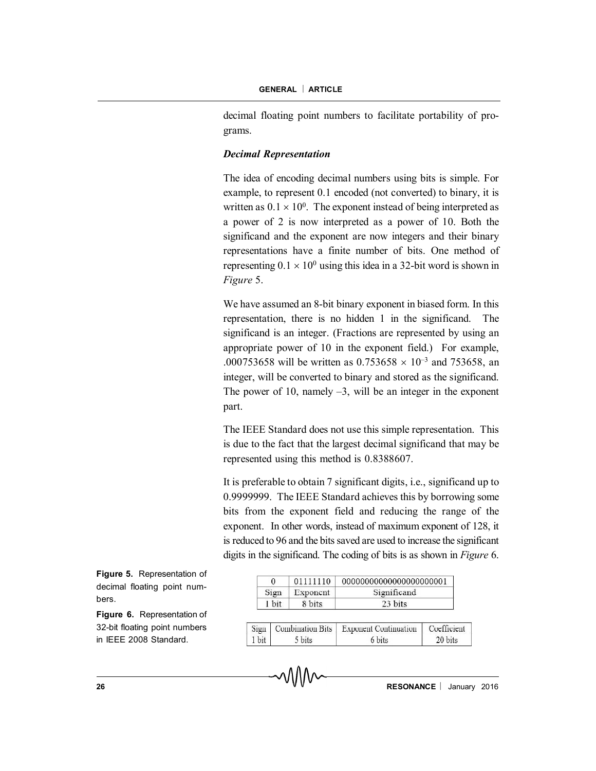decimal floating point numbers to facilitate portability of programs.

### *Decimal Representation*

The idea of encoding decimal numbers using bits is simple. For example, to represent 0.1 encoded (not converted) to binary, it is written as $0.1 \times 10^0$. The exponent instead of being interpreted as a power of 2 is now interpreted as a power of 10. Both the significand and the exponent are now integers and their binary representations have a finite number of bits. One method of representing $0.1 \times 10^0$ using this idea in a 32-bit word is shown in *Figure* 5.

We have assumed an 8-bit binary exponent in biased form. In this representation, there is no hidden 1 in the significand. The significand is an integer. (Fractions are represented by using an appropriate power of 10 in the exponent field.) For example, .000753658 will be written as $0.753658 \times 10^{-3}$ and 753658, an integer, will be converted to binary and stored as the significand. The power of 10, namely –3, will be an integer in the exponent part.

The IEEE Standard does not use this simple representation. This is due to the fact that the largest decimal significand that may be represented using this method is 0.8388607.

It is preferable to obtain 7 significant digits, i.e., significand up to 0.9999999. The IEEE Standard achieves this by borrowing some bits from the exponent field and reducing the range of the exponent. In other words, instead of maximum exponent of 128, it is reduced to 96 and the bits saved are used to increase the significant digits in the significand. The coding of bits is as shown in *Figure* 6.

| 0 | 01111110 | 00000000000000000000001 |
|---|---|---|
| Sign | Exponent | Significand |
| 1 bit | 8 bits | 23 bits |

**Figure 5.** Representation of decimal floating point numbers.

| Sign | Combination Bits | Exponent Continuation | Coefficient |
|---|---|---|---|
| 1 bit | 5 bits | 6 bits | 20 bits |

**Figure 6.** Representation of 32-bit floating point numbers in IEEE 2008 Standard.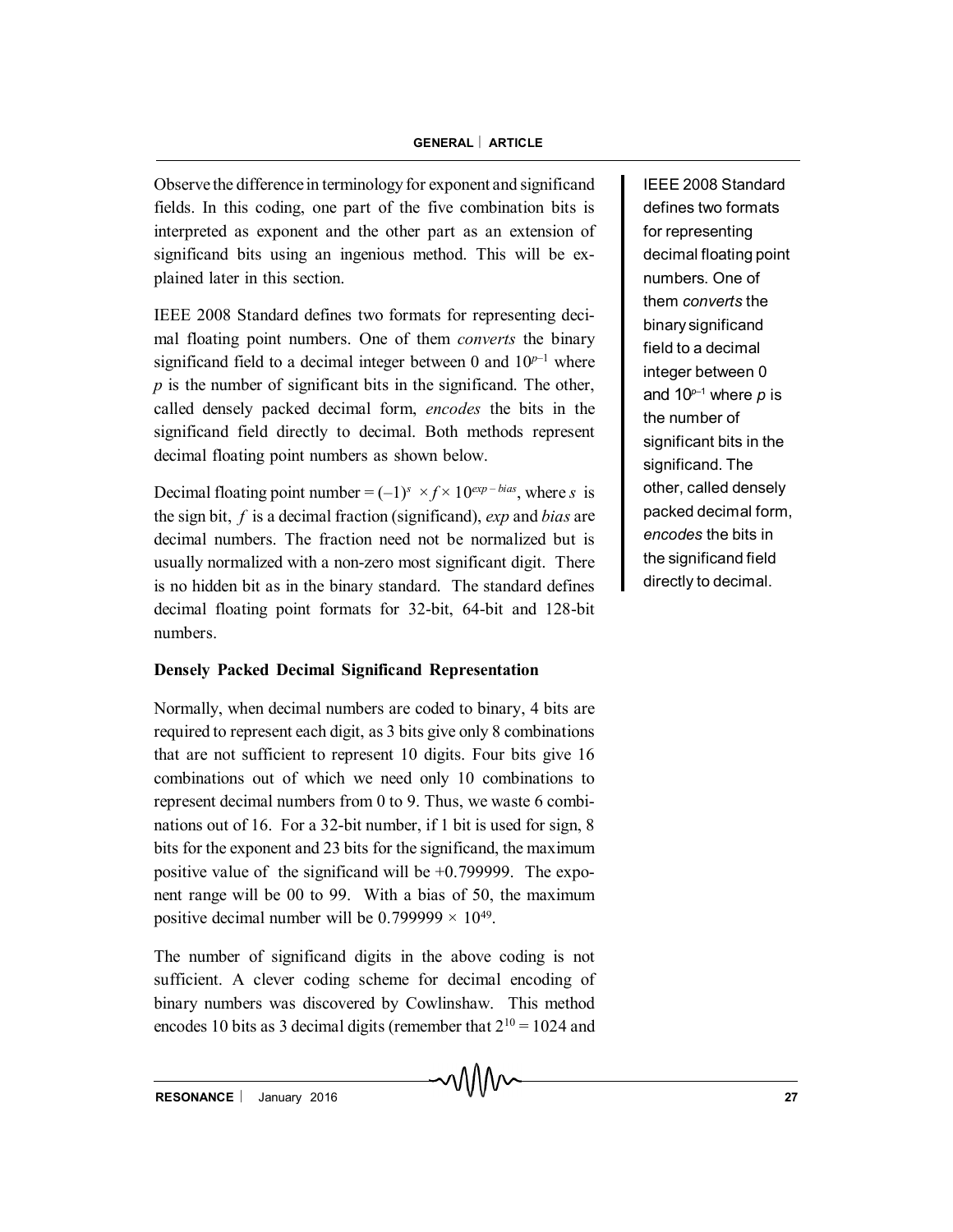Observe the difference in terminology for exponent and significand fields. In this coding, one part of the five combination bits is interpreted as exponent and the other part as an extension of significand bits using an ingenious method. This will be explained later in this section.

IEEE 2008 Standard defines two formats for representing decimal floating point numbers. One of them *converts* the binary significand field to a decimal integer between 0 and $10^{p-1}$ where $p$ is the number of significant bits in the significand. The other, called densely packed decimal form, *encodes* the bits in the significand field directly to decimal. Both methods represent decimal floating point numbers as shown below.

IEEE 2008 Standard defines two formats for representing decimal floating point numbers. One of them *converts* the binary significand field to a decimal integer between 0 and $10^{p-1}$ where $p$ is the number of significant bits in the significand. The other, called densely packed decimal form, *encodes* the bits in the significand field directly to decimal.

Decimal floating point number = $(-1)^s \times f \times 10^{exp - bias}$, where $s$ is the sign bit, $f$ is a decimal fraction (significand), *exp* and *bias* are decimal numbers. The fraction need not be normalized but is usually normalized with a non-zero most significant digit. There is no hidden bit as in the binary standard. The standard defines decimal floating point formats for 32-bit, 64-bit and 128-bit numbers.

**Densely Packed Decimal Significand Representation**

Normally, when decimal numbers are coded to binary, 4 bits are required to represent each digit, as 3 bits give only 8 combinations that are not sufficient to represent 10 digits. Four bits give 16 combinations out of which we need only 10 combinations to represent decimal numbers from 0 to 9. Thus, we waste 6 combinations out of 16. For a 32-bit number, if 1 bit is used for sign, 8 bits for the exponent and 23 bits for the significand, the maximum positive value of the significand will be +0.799999. The exponent range will be 00 to 99. With a bias of 50, the maximum positive decimal number will be $0.799999 \times 10^{49}$.

The number of significand digits in the above coding is not sufficient. A clever coding scheme for decimal encoding of binary numbers was discovered by Cowlinshaw. This method encodes 10 bits as 3 decimal digits (remember that $2^{10} = 1024$ and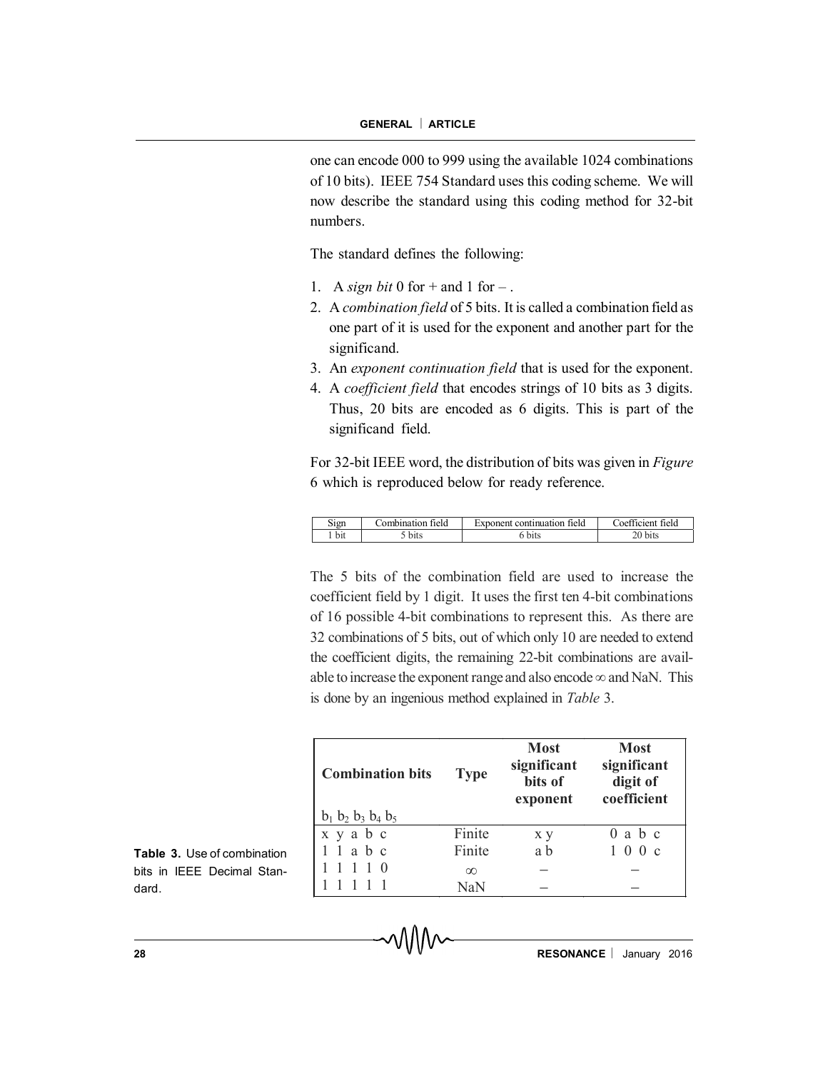one can encode 000 to 999 using the available 1024 combinations of 10 bits). IEEE 754 Standard uses this coding scheme. We will now describe the standard using this coding method for 32-bit numbers.

The standard defines the following:

1. A *sign bit* 0 for + and 1 for – .
2. A *combination field* of 5 bits. It is called a combination field as one part of it is used for the exponent and another part for the significand.
3. An *exponent continuation field* that is used for the exponent.
4. A *coefficient field* that encodes strings of 10 bits as 3 digits. Thus, 20 bits are encoded as 6 digits. This is part of the significand field.

For 32-bit IEEE word, the distribution of bits was given in *Figure* 6 which is reproduced below for ready reference.

| Sign | Combination field | Exponent continuation field | Coefficient field |
|---|---|---|---|
| 1 bit | 5 bits | 6 bits | 20 bits |

The 5 bits of the combination field are used to increase the coefficient field by 1 digit. It uses the first ten 4-bit combinations of 16 possible 4-bit combinations to represent this. As there are 32 combinations of 5 bits, out of which only 10 are needed to extend the coefficient digits, the remaining 22-bit combinations are available to increase the exponent range and also encode $\infty$ and NaN. This is done by an ingenious method explained in *Table* 3.

| Combination bits $b_1$ $b_2$ $b_3$ $b_4$ $b_5$ | Type | Most significant bits of exponent | Most significant digit of coefficient |
|---|---|---|---|
| x y a b c | Finite | x y | 0 a b c |
| 1 1 a b c | Finite | a b | 1 0 0 c |
| 1 1 1 1 0 | $\infty$ | – | – |
| 1 1 1 1 1 | NaN | – | – |

**Table 3.** Use of combination bits in IEEE Decimal Standard.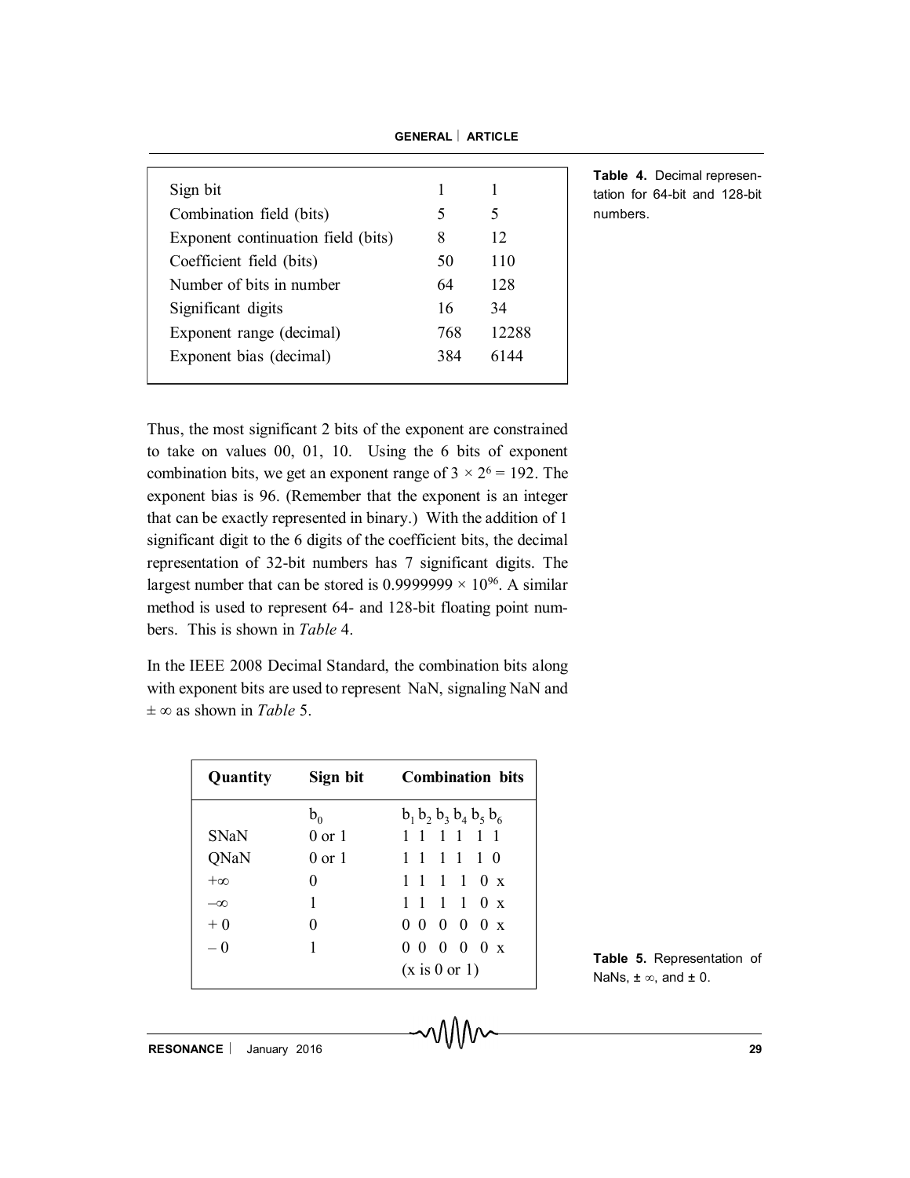| | | |
|---|---|---|
| Sign bit | 1 | 1 |
| Combination field (bits) | 5 | 5 |
| Exponent continuation field (bits) | 8 | 12 |
| Coefficient field (bits) | 50 | 110 |
| Number of bits in number | 64 | 128 |
| Significant digits | 16 | 34 |
| Exponent range (decimal) | 768 | 12288 |
| Exponent bias (decimal) | 384 | 6144 |

**Table 4.** Decimal representation for 64-bit and 128-bit numbers.

Thus, the most significant 2 bits of the exponent are constrained to take on values 00, 01, 10. Using the 6 bits of exponent combination bits, we get an exponent range of $3 \times 2^6 = 192$. The exponent bias is 96. (Remember that the exponent is an integer that can be exactly represented in binary.) With the addition of 1 significant digit to the 6 digits of the coefficient bits, the decimal representation of 32-bit numbers has 7 significant digits. The largest number that can be stored is $0.9999999 \times 10^{96}$. A similar method is used to represent 64- and 128-bit floating point numbers. This is shown in *Table* 4.

In the IEEE 2008 Decimal Standard, the combination bits along with exponent bits are used to represent NaN, signaling NaN and $\pm\infty$ as shown in *Table* 5.

| Quantity | Sign bit | Combination bits |
|---|---|---|
| | $b_0$ | $b_1\, b_2\, b_3\, b_4\, b_5\, b_6$ |
| SNaN | 0 or 1 | 1 1 1 1 1 1 |
| QNaN | 0 or 1 | 1 1 1 1 1 0 |
| $+\infty$ | 0 | 1 1 1 1 0 x |
| $-\infty$ | 1 | 1 1 1 1 0 x |
| $+0$ | 0 | 0 0 0 0 0 x |
| $-0$ | 1 | 0 0 0 0 0 x |
| | | (x is 0 or 1) |

**Table 5.** Representation of NaNs, $\pm\infty$, and $\pm 0$.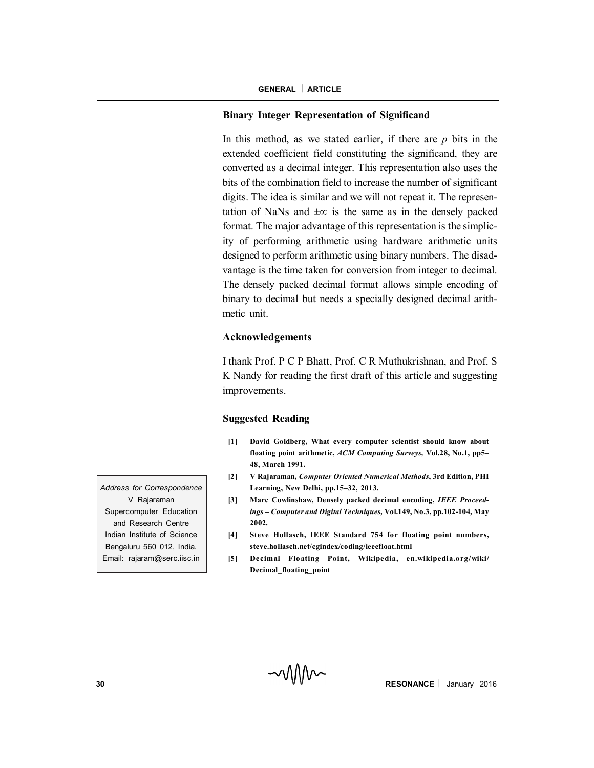### Binary Integer Representation of Significand

In this method, as we stated earlier, if there are $p$ bits in the extended coefficient field constituting the significand, they are converted as a decimal integer. This representation also uses the bits of the combination field to increase the number of significant digits. The idea is similar and we will not repeat it. The representation of NaNs and $\pm\infty$ is the same as in the densely packed format. The major advantage of this representation is the simplicity of performing arithmetic using hardware arithmetic units designed to perform arithmetic using binary numbers. The disadvantage is the time taken for conversion from integer to decimal. The densely packed decimal format allows simple encoding of binary to decimal but needs a specially designed decimal arithmetic unit.

### Acknowledgements

I thank Prof. P C P Bhatt, Prof. C R Muthukrishnan, and Prof. S K Nandy for reading the first draft of this article and suggesting improvements.

### Suggested Reading

**[1] David Goldberg, What every computer scientist should know about floating point arithmetic, *ACM Computing Surveys,* Vol.28, No.1, pp5–48, March 1991.**

**[2] V Rajaraman, *Computer Oriented Numerical Methods*, 3rd Edition, PHI Learning, New Delhi, pp.15–32, 2013.**

**[3] Marc Cowlinshaw, Densely packed decimal encoding, *IEEE Proceedings – Computer and Digital Techniques,* Vol.149, No.3, pp.102-104, May 2002.**

**[4] Steve Hollasch, IEEE Standard 754 for floating point numbers, steve.hollasch.net/cgindex/coding/ieeefloat.html**

**[5] Decimal Floating Point, Wikipedia, en.wikipedia.org/wiki/Decimal_floating_point**

*Address for Correspondence*
V Rajaraman
Supercomputer Education and Research Centre
Indian Institute of Science
Bengaluru 560 012, India.
Email: rajaram@serc.iisc.in